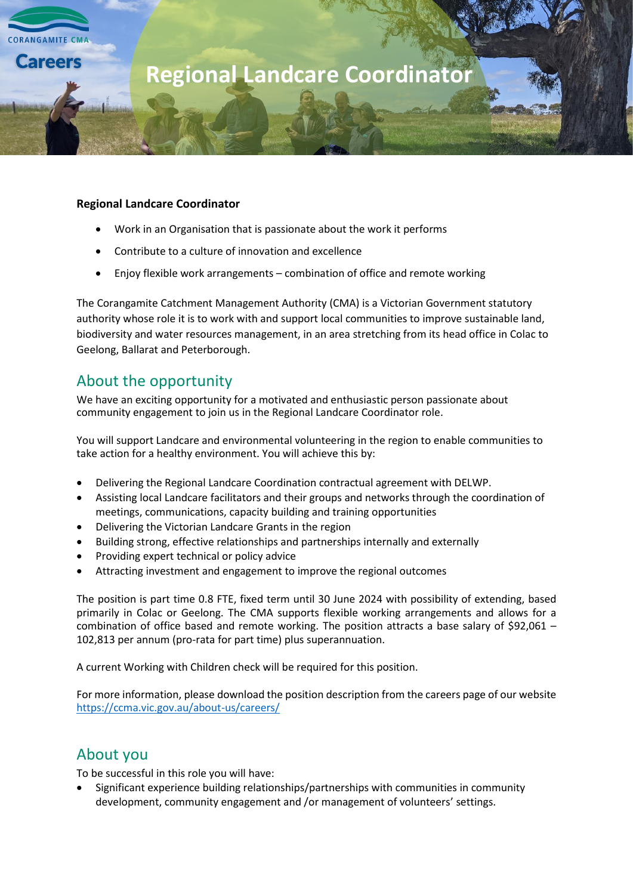CORANGAMITE CMA

Careers

# Regional Landcare Coordinator

**Regional Landcare Coordinator**

- Work in an Organisation that is passionate about the work it performs
- Contribute to a culture of innovation and excellence
- Enjoy flexible work arrangements – combination of office and remote working

The Corangamite Catchment Management Authority (CMA) is a Victorian Government statutory authority whose role it is to work with and support local communities to improve sustainable land, biodiversity and water resources management, in an area stretching from its head office in Colac to Geelong, Ballarat and Peterborough.

## About the opportunity

We have an exciting opportunity for a motivated and enthusiastic person passionate about community engagement to join us in the Regional Landcare Coordinator role.

You will support Landcare and environmental volunteering in the region to enable communities to take action for a healthy environment. You will achieve this by:

- Delivering the Regional Landcare Coordination contractual agreement with DELWP.
- Assisting local Landcare facilitators and their groups and networks through the coordination of meetings, communications, capacity building and training opportunities
- Delivering the Victorian Landcare Grants in the region
- Building strong, effective relationships and partnerships internally and externally
- Providing expert technical or policy advice
- Attracting investment and engagement to improve the regional outcomes

The position is part time 0.8 FTE, fixed term until 30 June 2024 with possibility of extending, based primarily in Colac or Geelong. The CMA supports flexible working arrangements and allows for a combination of office based and remote working. The position attracts a base salary of $92,061 – 102,813 per annum (pro-rata for part time) plus superannuation.

A current Working with Children check will be required for this position.

For more information, please download the position description from the careers page of our website https://ccma.vic.gov.au/about-us/careers/

## About you

To be successful in this role you will have:

- Significant experience building relationships/partnerships with communities in community development, community engagement and /or management of volunteers' settings.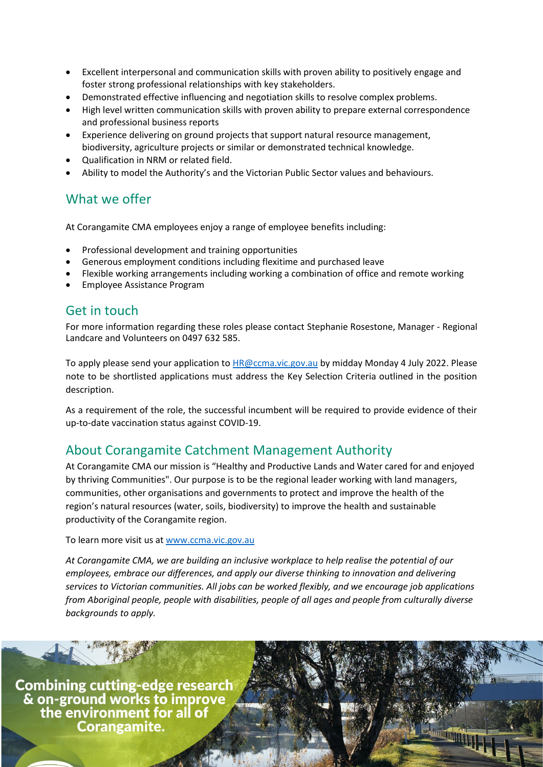- Excellent interpersonal and communication skills with proven ability to positively engage and foster strong professional relationships with key stakeholders.
- Demonstrated effective influencing and negotiation skills to resolve complex problems.
- High level written communication skills with proven ability to prepare external correspondence and professional business reports
- Experience delivering on ground projects that support natural resource management, biodiversity, agriculture projects or similar or demonstrated technical knowledge.
- Qualification in NRM or related field.
- Ability to model the Authority's and the Victorian Public Sector values and behaviours.

## What we offer

At Corangamite CMA employees enjoy a range of employee benefits including:

- Professional development and training opportunities
- Generous employment conditions including flexitime and purchased leave
- Flexible working arrangements including working a combination of office and remote working
- Employee Assistance Program

## Get in touch

For more information regarding these roles please contact Stephanie Rosestone, Manager - Regional Landcare and Volunteers on 0497 632 585.

To apply please send your application to HR@ccma.vic.gov.au by midday Monday 4 July 2022. Please note to be shortlisted applications must address the Key Selection Criteria outlined in the position description.

As a requirement of the role, the successful incumbent will be required to provide evidence of their up-to-date vaccination status against COVID-19.

## About Corangamite Catchment Management Authority

At Corangamite CMA our mission is "Healthy and Productive Lands and Water cared for and enjoyed by thriving Communities". Our purpose is to be the regional leader working with land managers, communities, other organisations and governments to protect and improve the health of the region's natural resources (water, soils, biodiversity) to improve the health and sustainable productivity of the Corangamite region.

To learn more visit us at www.ccma.vic.gov.au

*At Corangamite CMA, we are building an inclusive workplace to help realise the potential of our employees, embrace our differences, and apply our diverse thinking to innovation and delivering services to Victorian communities. All jobs can be worked flexibly, and we encourage job applications from Aboriginal people, people with disabilities, people of all ages and people from culturally diverse backgrounds to apply.*

**Combining cutting-edge research & on-ground works to improve the environment for all of Corangamite.**